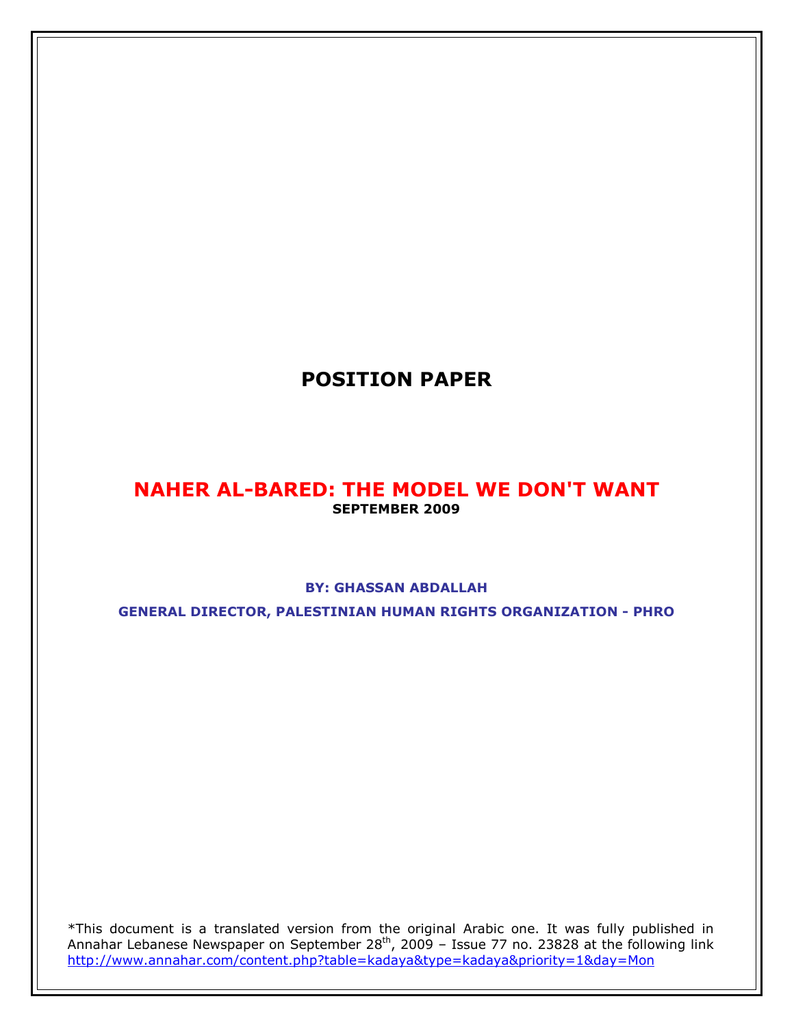# POSITION PAPER

## NAHER AL-BARED: THE MODEL WE DON'T WANT

**SEPTEMBER 2009**

**BY: GHASSAN ABDALLAH**

**GENERAL DIRECTOR, PALESTINIAN HUMAN RIGHTS ORGANIZATION - PHRO**

*This document is a translated version from the original Arabic one. It was fully published in Annahar Lebanese Newspaper on September 28th, 2009 – Issue 77 no. 23828 at the following link http://www.annahar.com/content.php?table=kadaya&type=kadaya&priority=1&day=Mon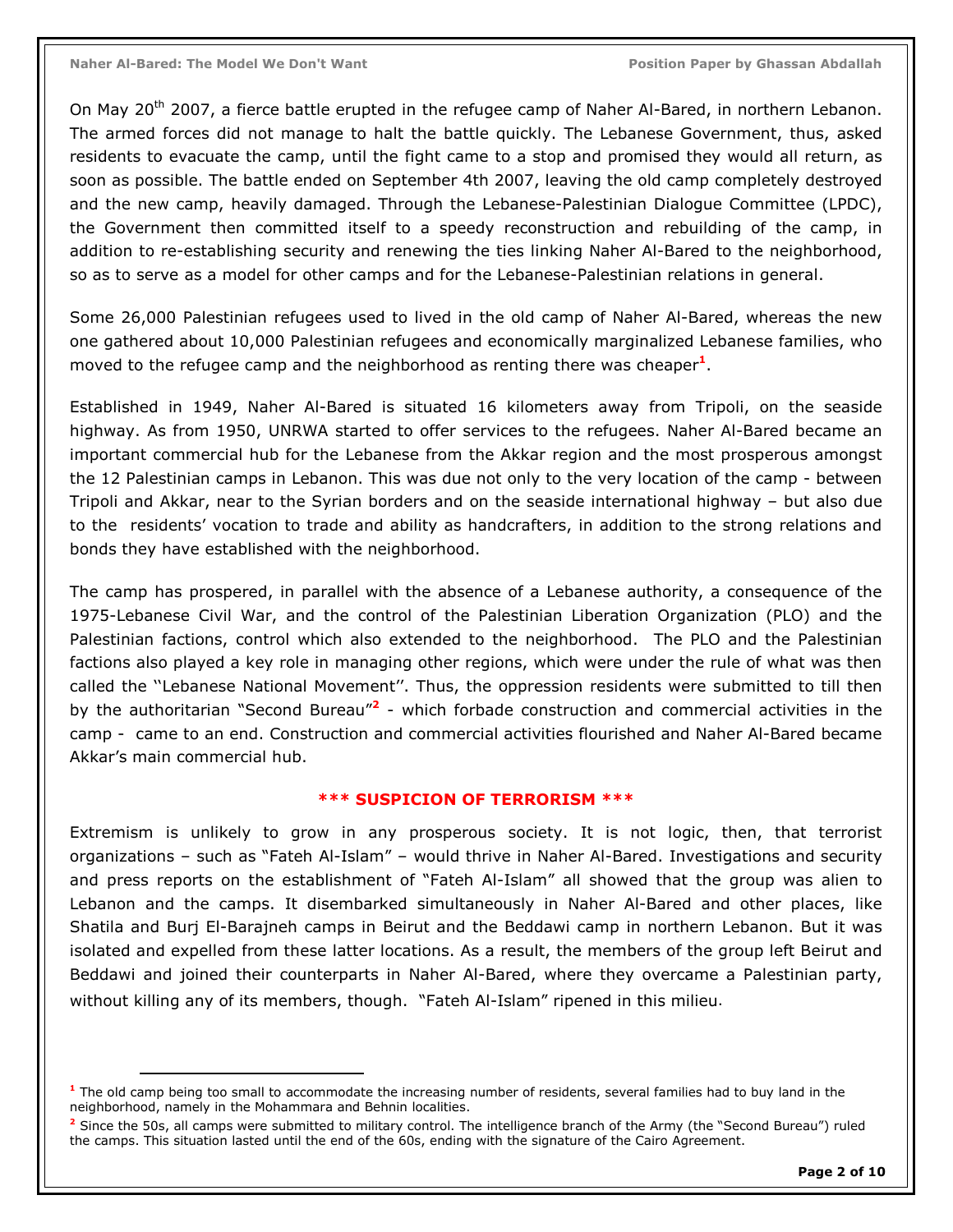On May 20th 2007, a fierce battle erupted in the refugee camp of Naher Al-Bared, in northern Lebanon. The armed forces did not manage to halt the battle quickly. The Lebanese Government, thus, asked residents to evacuate the camp, until the fight came to a stop and promised they would all return, as soon as possible. The battle ended on September 4th 2007, leaving the old camp completely destroyed and the new camp, heavily damaged. Through the Lebanese-Palestinian Dialogue Committee (LPDC), the Government then committed itself to a speedy reconstruction and rebuilding of the camp, in addition to re-establishing security and renewing the ties linking Naher Al-Bared to the neighborhood, so as to serve as a model for other camps and for the Lebanese-Palestinian relations in general.

Some 26,000 Palestinian refugees used to lived in the old camp of Naher Al-Bared, whereas the new one gathered about 10,000 Palestinian refugees and economically marginalized Lebanese families, who moved to the refugee camp and the neighborhood as renting there was cheaper[1].

Established in 1949, Naher Al-Bared is situated 16 kilometers away from Tripoli, on the seaside highway. As from 1950, UNRWA started to offer services to the refugees. Naher Al-Bared became an important commercial hub for the Lebanese from the Akkar region and the most prosperous amongst the 12 Palestinian camps in Lebanon. This was due not only to the very location of the camp - between Tripoli and Akkar, near to the Syrian borders and on the seaside international highway – but also due to the residents' vocation to trade and ability as handcrafters, in addition to the strong relations and bonds they have established with the neighborhood.

The camp has prospered, in parallel with the absence of a Lebanese authority, a consequence of the 1975-Lebanese Civil War, and the control of the Palestinian Liberation Organization (PLO) and the Palestinian factions, control which also extended to the neighborhood. The PLO and the Palestinian factions also played a key role in managing other regions, which were under the rule of what was then called the ''Lebanese National Movement''. Thus, the oppression residents were submitted to till then by the authoritarian "Second Bureau"[2] - which forbade construction and commercial activities in the camp - came to an end. Construction and commercial activities flourished and Naher Al-Bared became Akkar's main commercial hub.

## \*\*\* SUSPICION OF TERRORISM \*\*\*

Extremism is unlikely to grow in any prosperous society. It is not logic, then, that terrorist organizations – such as "Fateh Al-Islam" – would thrive in Naher Al-Bared. Investigations and security and press reports on the establishment of "Fateh Al-Islam" all showed that the group was alien to Lebanon and the camps. It disembarked simultaneously in Naher Al-Bared and other places, like Shatila and Burj El-Barajneh camps in Beirut and the Beddawi camp in northern Lebanon. But it was isolated and expelled from these latter locations. As a result, the members of the group left Beirut and Beddawi and joined their counterparts in Naher Al-Bared, where they overcame a Palestinian party, without killing any of its members, though. "Fateh Al-Islam" ripened in this milieu.

---

[1] The old camp being too small to accommodate the increasing number of residents, several families had to buy land in the neighborhood, namely in the Mohammara and Behnin localities.

[2] Since the 50s, all camps were submitted to military control. The intelligence branch of the Army (the "Second Bureau") ruled the camps. This situation lasted until the end of the 60s, ending with the signature of the Cairo Agreement.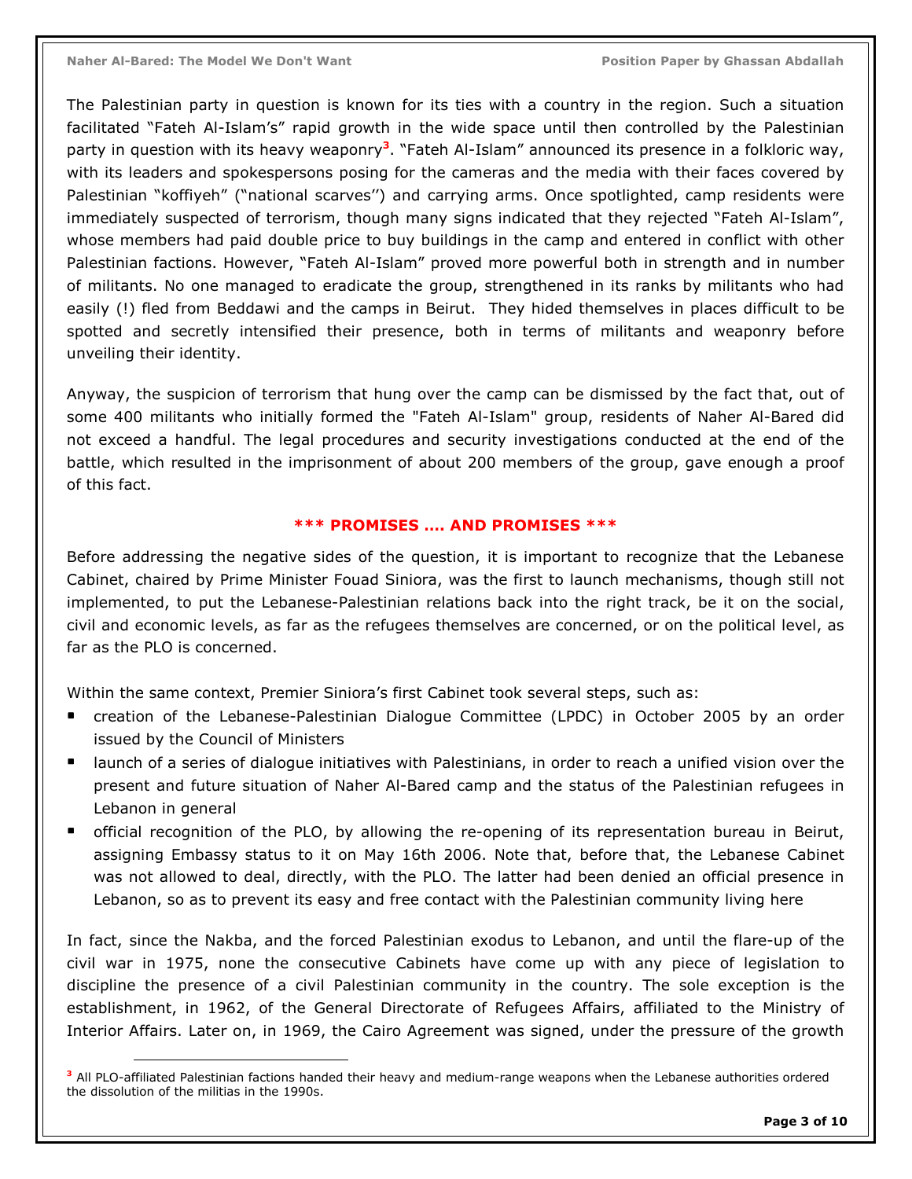The Palestinian party in question is known for its ties with a country in the region. Such a situation facilitated "Fateh Al-Islam's" rapid growth in the wide space until then controlled by the Palestinian party in question with its heavy weaponry[3]. "Fateh Al-Islam" announced its presence in a folkloric way, with its leaders and spokespersons posing for the cameras and the media with their faces covered by Palestinian "koffiyeh" ("national scarves'') and carrying arms. Once spotlighted, camp residents were immediately suspected of terrorism, though many signs indicated that they rejected "Fateh Al-Islam", whose members had paid double price to buy buildings in the camp and entered in conflict with other Palestinian factions. However, "Fateh Al-Islam" proved more powerful both in strength and in number of militants. No one managed to eradicate the group, strengthened in its ranks by militants who had easily (!) fled from Beddawi and the camps in Beirut. They hided themselves in places difficult to be spotted and secretly intensified their presence, both in terms of militants and weaponry before unveiling their identity.

Anyway, the suspicion of terrorism that hung over the camp can be dismissed by the fact that, out of some 400 militants who initially formed the "Fateh Al-Islam" group, residents of Naher Al-Bared did not exceed a handful. The legal procedures and security investigations conducted at the end of the battle, which resulted in the imprisonment of about 200 members of the group, gave enough a proof of this fact.

## *** PROMISES …. AND PROMISES ***

Before addressing the negative sides of the question, it is important to recognize that the Lebanese Cabinet, chaired by Prime Minister Fouad Siniora, was the first to launch mechanisms, though still not implemented, to put the Lebanese-Palestinian relations back into the right track, be it on the social, civil and economic levels, as far as the refugees themselves are concerned, or on the political level, as far as the PLO is concerned.

Within the same context, Premier Siniora's first Cabinet took several steps, such as:

- creation of the Lebanese-Palestinian Dialogue Committee (LPDC) in October 2005 by an order issued by the Council of Ministers
- launch of a series of dialogue initiatives with Palestinians, in order to reach a unified vision over the present and future situation of Naher Al-Bared camp and the status of the Palestinian refugees in Lebanon in general
- official recognition of the PLO, by allowing the re-opening of its representation bureau in Beirut, assigning Embassy status to it on May 16th 2006. Note that, before that, the Lebanese Cabinet was not allowed to deal, directly, with the PLO. The latter had been denied an official presence in Lebanon, so as to prevent its easy and free contact with the Palestinian community living here

In fact, since the Nakba, and the forced Palestinian exodus to Lebanon, and until the flare-up of the civil war in 1975, none the consecutive Cabinets have come up with any piece of legislation to discipline the presence of a civil Palestinian community in the country. The sole exception is the establishment, in 1962, of the General Directorate of Refugees Affairs, affiliated to the Ministry of Interior Affairs. Later on, in 1969, the Cairo Agreement was signed, under the pressure of the growth

---

[3] All PLO-affiliated Palestinian factions handed their heavy and medium-range weapons when the Lebanese authorities ordered the dissolution of the militias in the 1990s.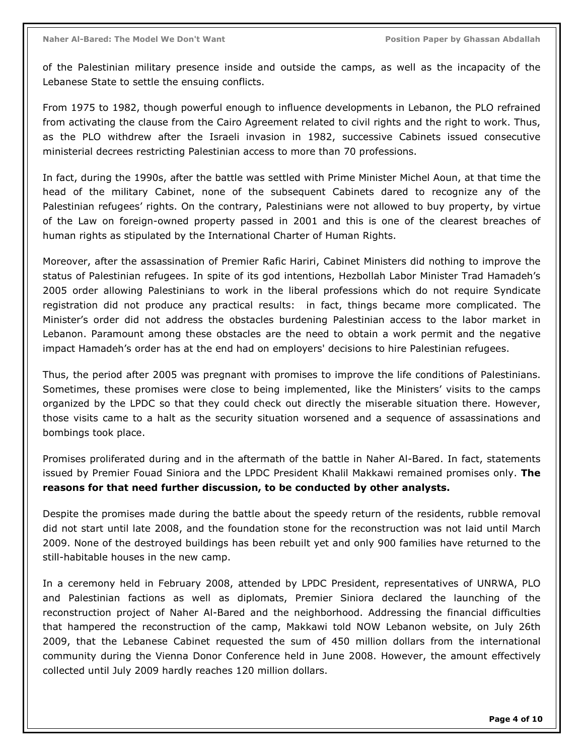of the Palestinian military presence inside and outside the camps, as well as the incapacity of the Lebanese State to settle the ensuing conflicts.

From 1975 to 1982, though powerful enough to influence developments in Lebanon, the PLO refrained from activating the clause from the Cairo Agreement related to civil rights and the right to work. Thus, as the PLO withdrew after the Israeli invasion in 1982, successive Cabinets issued consecutive ministerial decrees restricting Palestinian access to more than 70 professions.

In fact, during the 1990s, after the battle was settled with Prime Minister Michel Aoun, at that time the head of the military Cabinet, none of the subsequent Cabinets dared to recognize any of the Palestinian refugees' rights. On the contrary, Palestinians were not allowed to buy property, by virtue of the Law on foreign-owned property passed in 2001 and this is one of the clearest breaches of human rights as stipulated by the International Charter of Human Rights.

Moreover, after the assassination of Premier Rafic Hariri, Cabinet Ministers did nothing to improve the status of Palestinian refugees. In spite of its god intentions, Hezbollah Labor Minister Trad Hamadeh's 2005 order allowing Palestinians to work in the liberal professions which do not require Syndicate registration did not produce any practical results: in fact, things became more complicated. The Minister's order did not address the obstacles burdening Palestinian access to the labor market in Lebanon. Paramount among these obstacles are the need to obtain a work permit and the negative impact Hamadeh's order has at the end had on employers' decisions to hire Palestinian refugees.

Thus, the period after 2005 was pregnant with promises to improve the life conditions of Palestinians. Sometimes, these promises were close to being implemented, like the Ministers' visits to the camps organized by the LPDC so that they could check out directly the miserable situation there. However, those visits came to a halt as the security situation worsened and a sequence of assassinations and bombings took place.

Promises proliferated during and in the aftermath of the battle in Naher Al-Bared. In fact, statements issued by Premier Fouad Siniora and the LPDC President Khalil Makkawi remained promises only. **The reasons for that need further discussion, to be conducted by other analysts.**

Despite the promises made during the battle about the speedy return of the residents, rubble removal did not start until late 2008, and the foundation stone for the reconstruction was not laid until March 2009. None of the destroyed buildings has been rebuilt yet and only 900 families have returned to the still-habitable houses in the new camp.

In a ceremony held in February 2008, attended by LPDC President, representatives of UNRWA, PLO and Palestinian factions as well as diplomats, Premier Siniora declared the launching of the reconstruction project of Naher Al-Bared and the neighborhood. Addressing the financial difficulties that hampered the reconstruction of the camp, Makkawi told NOW Lebanon website, on July 26th 2009, that the Lebanese Cabinet requested the sum of 450 million dollars from the international community during the Vienna Donor Conference held in June 2008. However, the amount effectively collected until July 2009 hardly reaches 120 million dollars.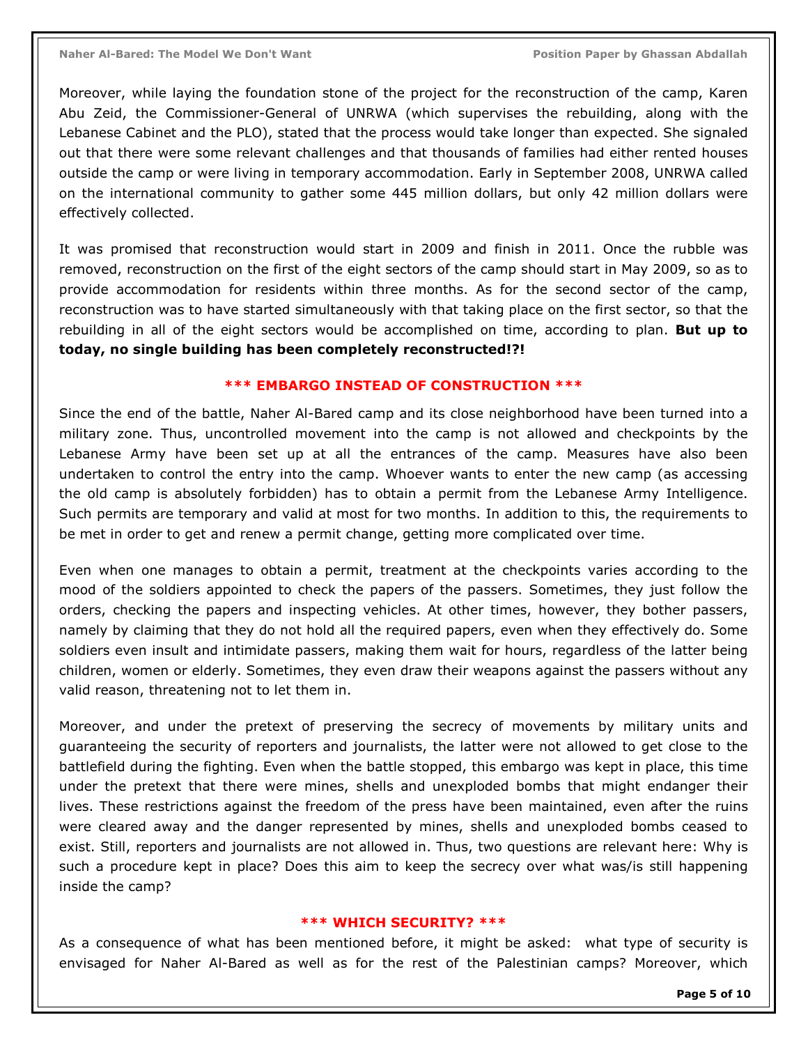Moreover, while laying the foundation stone of the project for the reconstruction of the camp, Karen Abu Zeid, the Commissioner-General of UNRWA (which supervises the rebuilding, along with the Lebanese Cabinet and the PLO), stated that the process would take longer than expected. She signaled out that there were some relevant challenges and that thousands of families had either rented houses outside the camp or were living in temporary accommodation. Early in September 2008, UNRWA called on the international community to gather some 445 million dollars, but only 42 million dollars were effectively collected.

It was promised that reconstruction would start in 2009 and finish in 2011. Once the rubble was removed, reconstruction on the first of the eight sectors of the camp should start in May 2009, so as to provide accommodation for residents within three months. As for the second sector of the camp, reconstruction was to have started simultaneously with that taking place on the first sector, so that the rebuilding in all of the eight sectors would be accomplished on time, according to plan. **But up to today, no single building has been completely reconstructed!?!**

### *** EMBARGO INSTEAD OF CONSTRUCTION ***

Since the end of the battle, Naher Al-Bared camp and its close neighborhood have been turned into a military zone. Thus, uncontrolled movement into the camp is not allowed and checkpoints by the Lebanese Army have been set up at all the entrances of the camp. Measures have also been undertaken to control the entry into the camp. Whoever wants to enter the new camp (as accessing the old camp is absolutely forbidden) has to obtain a permit from the Lebanese Army Intelligence. Such permits are temporary and valid at most for two months. In addition to this, the requirements to be met in order to get and renew a permit change, getting more complicated over time.

Even when one manages to obtain a permit, treatment at the checkpoints varies according to the mood of the soldiers appointed to check the papers of the passers. Sometimes, they just follow the orders, checking the papers and inspecting vehicles. At other times, however, they bother passers, namely by claiming that they do not hold all the required papers, even when they effectively do. Some soldiers even insult and intimidate passers, making them wait for hours, regardless of the latter being children, women or elderly. Sometimes, they even draw their weapons against the passers without any valid reason, threatening not to let them in.

Moreover, and under the pretext of preserving the secrecy of movements by military units and guaranteeing the security of reporters and journalists, the latter were not allowed to get close to the battlefield during the fighting. Even when the battle stopped, this embargo was kept in place, this time under the pretext that there were mines, shells and unexploded bombs that might endanger their lives. These restrictions against the freedom of the press have been maintained, even after the ruins were cleared away and the danger represented by mines, shells and unexploded bombs ceased to exist. Still, reporters and journalists are not allowed in. Thus, two questions are relevant here: Why is such a procedure kept in place? Does this aim to keep the secrecy over what was/is still happening inside the camp?

### *** WHICH SECURITY? ***

As a consequence of what has been mentioned before, it might be asked: what type of security is envisaged for Naher Al-Bared as well as for the rest of the Palestinian camps? Moreover, which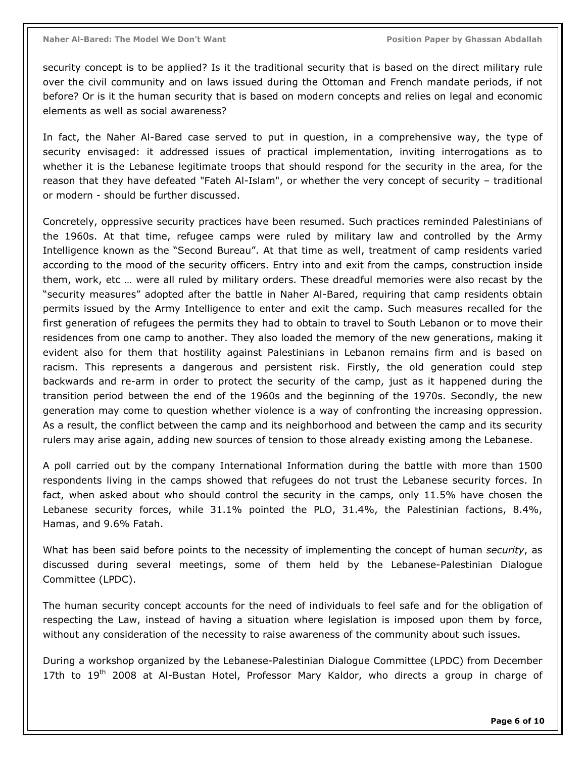security concept is to be applied? Is it the traditional security that is based on the direct military rule over the civil community and on laws issued during the Ottoman and French mandate periods, if not before? Or is it the human security that is based on modern concepts and relies on legal and economic elements as well as social awareness?

In fact, the Naher Al-Bared case served to put in question, in a comprehensive way, the type of security envisaged: it addressed issues of practical implementation, inviting interrogations as to whether it is the Lebanese legitimate troops that should respond for the security in the area, for the reason that they have defeated "Fateh Al-Islam", or whether the very concept of security – traditional or modern - should be further discussed.

Concretely, oppressive security practices have been resumed. Such practices reminded Palestinians of the 1960s. At that time, refugee camps were ruled by military law and controlled by the Army Intelligence known as the "Second Bureau". At that time as well, treatment of camp residents varied according to the mood of the security officers. Entry into and exit from the camps, construction inside them, work, etc … were all ruled by military orders. These dreadful memories were also recast by the "security measures" adopted after the battle in Naher Al-Bared, requiring that camp residents obtain permits issued by the Army Intelligence to enter and exit the camp. Such measures recalled for the first generation of refugees the permits they had to obtain to travel to South Lebanon or to move their residences from one camp to another. They also loaded the memory of the new generations, making it evident also for them that hostility against Palestinians in Lebanon remains firm and is based on racism. This represents a dangerous and persistent risk. Firstly, the old generation could step backwards and re-arm in order to protect the security of the camp, just as it happened during the transition period between the end of the 1960s and the beginning of the 1970s. Secondly, the new generation may come to question whether violence is a way of confronting the increasing oppression. As a result, the conflict between the camp and its neighborhood and between the camp and its security rulers may arise again, adding new sources of tension to those already existing among the Lebanese.

A poll carried out by the company International Information during the battle with more than 1500 respondents living in the camps showed that refugees do not trust the Lebanese security forces. In fact, when asked about who should control the security in the camps, only 11.5% have chosen the Lebanese security forces, while 31.1% pointed the PLO, 31.4%, the Palestinian factions, 8.4%, Hamas, and 9.6% Fatah.

What has been said before points to the necessity of implementing the concept of human *security*, as discussed during several meetings, some of them held by the Lebanese-Palestinian Dialogue Committee (LPDC).

The human security concept accounts for the need of individuals to feel safe and for the obligation of respecting the Law, instead of having a situation where legislation is imposed upon them by force, without any consideration of the necessity to raise awareness of the community about such issues.

During a workshop organized by the Lebanese-Palestinian Dialogue Committee (LPDC) from December 17th to 19th 2008 at Al-Bustan Hotel, Professor Mary Kaldor, who directs a group in charge of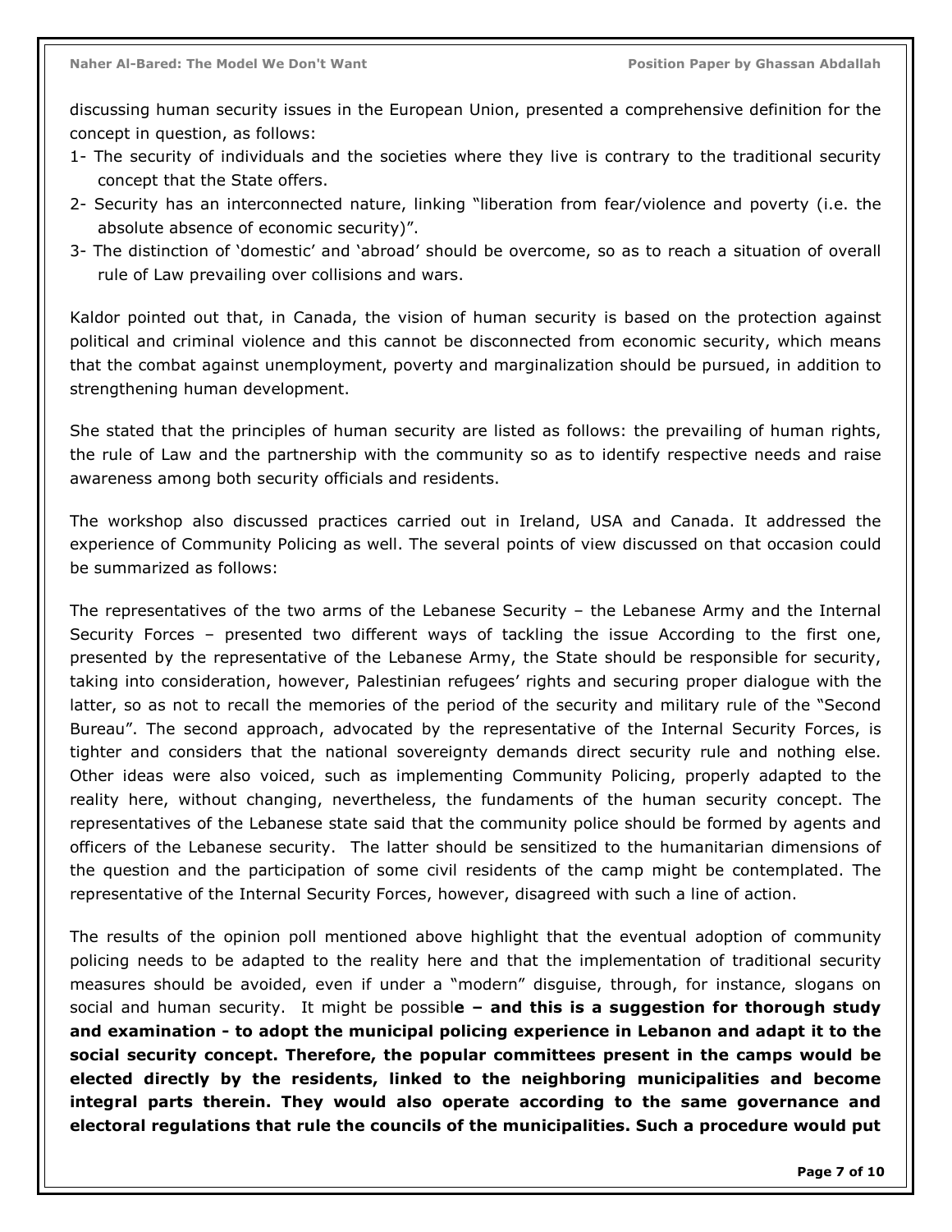discussing human security issues in the European Union, presented a comprehensive definition for the concept in question, as follows:

1- The security of individuals and the societies where they live is contrary to the traditional security concept that the State offers.
2- Security has an interconnected nature, linking "liberation from fear/violence and poverty (i.e. the absolute absence of economic security)".
3- The distinction of 'domestic' and 'abroad' should be overcome, so as to reach a situation of overall rule of Law prevailing over collisions and wars.

Kaldor pointed out that, in Canada, the vision of human security is based on the protection against political and criminal violence and this cannot be disconnected from economic security, which means that the combat against unemployment, poverty and marginalization should be pursued, in addition to strengthening human development.

She stated that the principles of human security are listed as follows: the prevailing of human rights, the rule of Law and the partnership with the community so as to identify respective needs and raise awareness among both security officials and residents.

The workshop also discussed practices carried out in Ireland, USA and Canada. It addressed the experience of Community Policing as well. The several points of view discussed on that occasion could be summarized as follows:

The representatives of the two arms of the Lebanese Security – the Lebanese Army and the Internal Security Forces – presented two different ways of tackling the issue According to the first one, presented by the representative of the Lebanese Army, the State should be responsible for security, taking into consideration, however, Palestinian refugees' rights and securing proper dialogue with the latter, so as not to recall the memories of the period of the security and military rule of the "Second Bureau". The second approach, advocated by the representative of the Internal Security Forces, is tighter and considers that the national sovereignty demands direct security rule and nothing else. Other ideas were also voiced, such as implementing Community Policing, properly adapted to the reality here, without changing, nevertheless, the fundaments of the human security concept. The representatives of the Lebanese state said that the community police should be formed by agents and officers of the Lebanese security. The latter should be sensitized to the humanitarian dimensions of the question and the participation of some civil residents of the camp might be contemplated. The representative of the Internal Security Forces, however, disagreed with such a line of action.

The results of the opinion poll mentioned above highlight that the eventual adoption of community policing needs to be adapted to the reality here and that the implementation of traditional security measures should be avoided, even if under a "modern" disguise, through, for instance, slogans on social and human security. It might be possibl**e – and this is a suggestion for thorough study and examination - to adopt the municipal policing experience in Lebanon and adapt it to the social security concept. Therefore, the popular committees present in the camps would be elected directly by the residents, linked to the neighboring municipalities and become integral parts therein. They would also operate according to the same governance and electoral regulations that rule the councils of the municipalities. Such a procedure would put**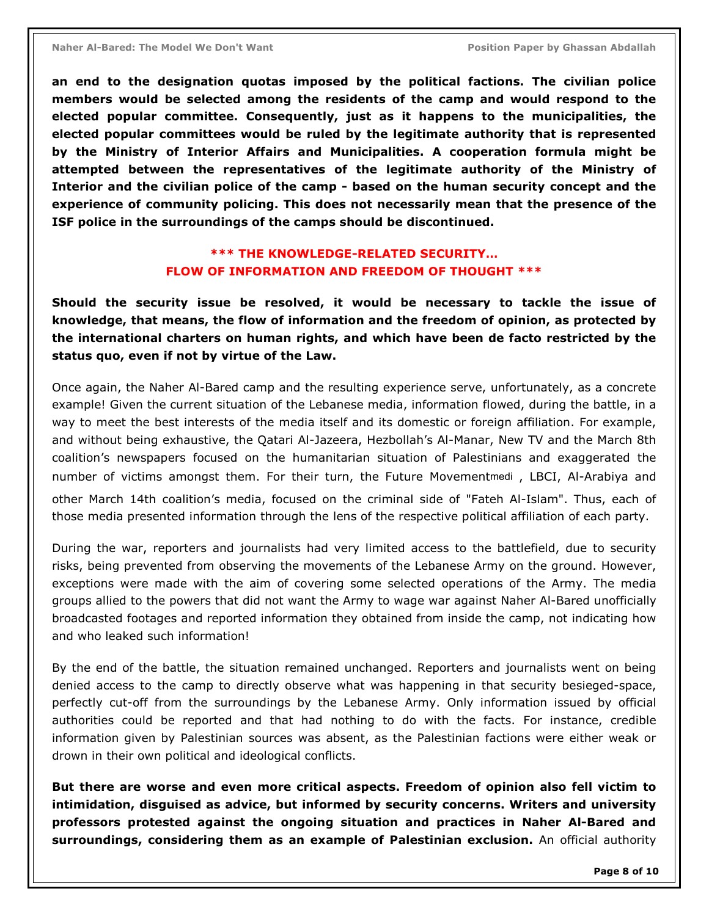**an end to the designation quotas imposed by the political factions. The civilian police members would be selected among the residents of the camp and would respond to the elected popular committee. Consequently, just as it happens to the municipalities, the elected popular committees would be ruled by the legitimate authority that is represented by the Ministry of Interior Affairs and Municipalities. A cooperation formula might be attempted between the representatives of the legitimate authority of the Ministry of Interior and the civilian police of the camp - based on the human security concept and the experience of community policing. This does not necessarily mean that the presence of the ISF police in the surroundings of the camps should be discontinued.**

## *** THE KNOWLEDGE-RELATED SECURITY… FLOW OF INFORMATION AND FREEDOM OF THOUGHT ***

**Should the security issue be resolved, it would be necessary to tackle the issue of knowledge, that means, the flow of information and the freedom of opinion, as protected by the international charters on human rights, and which have been de facto restricted by the status quo, even if not by virtue of the Law.**

Once again, the Naher Al-Bared camp and the resulting experience serve, unfortunately, as a concrete example! Given the current situation of the Lebanese media, information flowed, during the battle, in a way to meet the best interests of the media itself and its domestic or foreign affiliation. For example, and without being exhaustive, the Qatari Al-Jazeera, Hezbollah's Al-Manar, New TV and the March 8th coalition's newspapers focused on the humanitarian situation of Palestinians and exaggerated the number of victims amongst them. For their turn, the Future Movementmedi , LBCI, Al-Arabiya and other March 14th coalition's media, focused on the criminal side of "Fateh Al-Islam". Thus, each of those media presented information through the lens of the respective political affiliation of each party.

During the war, reporters and journalists had very limited access to the battlefield, due to security risks, being prevented from observing the movements of the Lebanese Army on the ground. However, exceptions were made with the aim of covering some selected operations of the Army. The media groups allied to the powers that did not want the Army to wage war against Naher Al-Bared unofficially broadcasted footages and reported information they obtained from inside the camp, not indicating how and who leaked such information!

By the end of the battle, the situation remained unchanged. Reporters and journalists went on being denied access to the camp to directly observe what was happening in that security besieged-space, perfectly cut-off from the surroundings by the Lebanese Army. Only information issued by official authorities could be reported and that had nothing to do with the facts. For instance, credible information given by Palestinian sources was absent, as the Palestinian factions were either weak or drown in their own political and ideological conflicts.

**But there are worse and even more critical aspects. Freedom of opinion also fell victim to intimidation, disguised as advice, but informed by security concerns. Writers and university professors protested against the ongoing situation and practices in Naher Al-Bared and surroundings, considering them as an example of Palestinian exclusion.** An official authority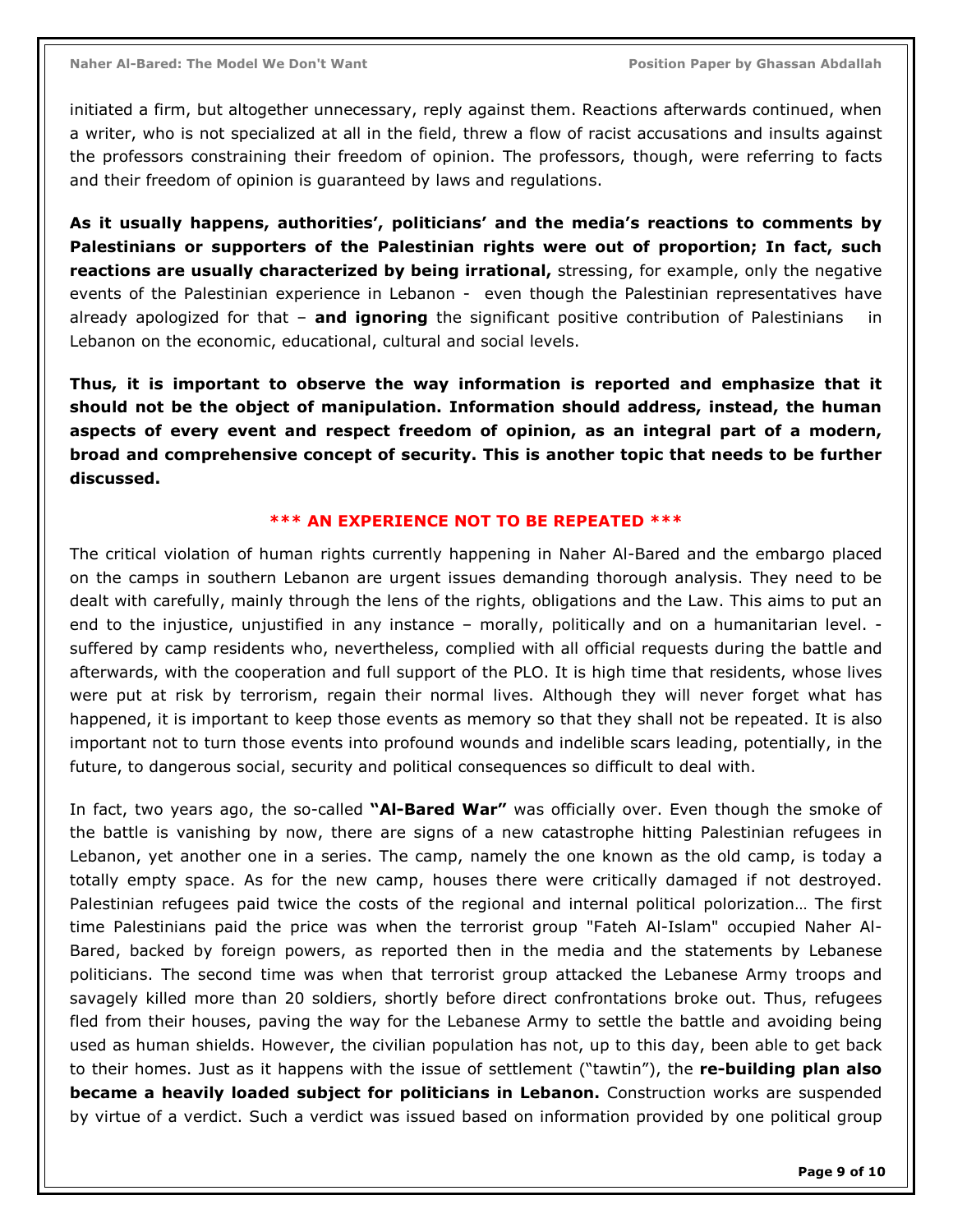initiated a firm, but altogether unnecessary, reply against them. Reactions afterwards continued, when a writer, who is not specialized at all in the field, threw a flow of racist accusations and insults against the professors constraining their freedom of opinion. The professors, though, were referring to facts and their freedom of opinion is guaranteed by laws and regulations.

**As it usually happens, authorities', politicians' and the media's reactions to comments by Palestinians or supporters of the Palestinian rights were out of proportion; In fact, such reactions are usually characterized by being irrational,** stressing, for example, only the negative events of the Palestinian experience in Lebanon - even though the Palestinian representatives have already apologized for that – **and ignoring** the significant positive contribution of Palestinians in Lebanon on the economic, educational, cultural and social levels.

**Thus, it is important to observe the way information is reported and emphasize that it should not be the object of manipulation. Information should address, instead, the human aspects of every event and respect freedom of opinion, as an integral part of a modern, broad and comprehensive concept of security. This is another topic that needs to be further discussed.**

## *** AN EXPERIENCE NOT TO BE REPEATED ***

The critical violation of human rights currently happening in Naher Al-Bared and the embargo placed on the camps in southern Lebanon are urgent issues demanding thorough analysis. They need to be dealt with carefully, mainly through the lens of the rights, obligations and the Law. This aims to put an end to the injustice, unjustified in any instance – morally, politically and on a humanitarian level. - suffered by camp residents who, nevertheless, complied with all official requests during the battle and afterwards, with the cooperation and full support of the PLO. It is high time that residents, whose lives were put at risk by terrorism, regain their normal lives. Although they will never forget what has happened, it is important to keep those events as memory so that they shall not be repeated. It is also important not to turn those events into profound wounds and indelible scars leading, potentially, in the future, to dangerous social, security and political consequences so difficult to deal with.

In fact, two years ago, the so-called **"Al-Bared War"** was officially over. Even though the smoke of the battle is vanishing by now, there are signs of a new catastrophe hitting Palestinian refugees in Lebanon, yet another one in a series. The camp, namely the one known as the old camp, is today a totally empty space. As for the new camp, houses there were critically damaged if not destroyed. Palestinian refugees paid twice the costs of the regional and internal political polorization… The first time Palestinians paid the price was when the terrorist group "Fateh Al-Islam" occupied Naher Al-Bared, backed by foreign powers, as reported then in the media and the statements by Lebanese politicians. The second time was when that terrorist group attacked the Lebanese Army troops and savagely killed more than 20 soldiers, shortly before direct confrontations broke out. Thus, refugees fled from their houses, paving the way for the Lebanese Army to settle the battle and avoiding being used as human shields. However, the civilian population has not, up to this day, been able to get back to their homes. Just as it happens with the issue of settlement ("tawtin"), the **re-building plan also became a heavily loaded subject for politicians in Lebanon.** Construction works are suspended by virtue of a verdict. Such a verdict was issued based on information provided by one political group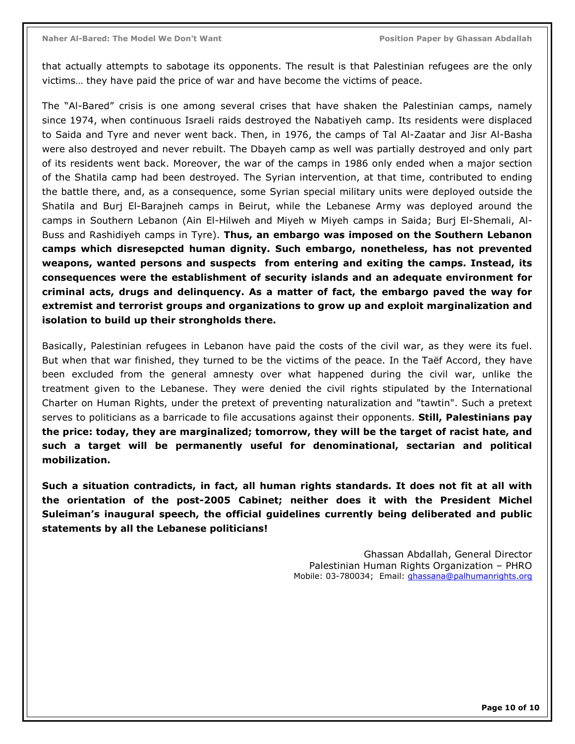that actually attempts to sabotage its opponents. The result is that Palestinian refugees are the only victims… they have paid the price of war and have become the victims of peace.

The "Al-Bared" crisis is one among several crises that have shaken the Palestinian camps, namely since 1974, when continuous Israeli raids destroyed the Nabatiyeh camp. Its residents were displaced to Saida and Tyre and never went back. Then, in 1976, the camps of Tal Al-Zaatar and Jisr Al-Basha were also destroyed and never rebuilt. The Dbayeh camp as well was partially destroyed and only part of its residents went back. Moreover, the war of the camps in 1986 only ended when a major section of the Shatila camp had been destroyed. The Syrian intervention, at that time, contributed to ending the battle there, and, as a consequence, some Syrian special military units were deployed outside the Shatila and Burj El-Barajneh camps in Beirut, while the Lebanese Army was deployed around the camps in Southern Lebanon (Ain El-Hilweh and Miyeh w Miyeh camps in Saida; Burj El-Shemali, Al-Buss and Rashidiyeh camps in Tyre). **Thus, an embargo was imposed on the Southern Lebanon camps which disresepcted human dignity. Such embargo, nonetheless, has not prevented weapons, wanted persons and suspects from entering and exiting the camps. Instead, its consequences were the establishment of security islands and an adequate environment for criminal acts, drugs and delinquency. As a matter of fact, the embargo paved the way for extremist and terrorist groups and organizations to grow up and exploit marginalization and isolation to build up their strongholds there.**

Basically, Palestinian refugees in Lebanon have paid the costs of the civil war, as they were its fuel. But when that war finished, they turned to be the victims of the peace. In the Taëf Accord, they have been excluded from the general amnesty over what happened during the civil war, unlike the treatment given to the Lebanese. They were denied the civil rights stipulated by the International Charter on Human Rights, under the pretext of preventing naturalization and "tawtin". Such a pretext serves to politicians as a barricade to file accusations against their opponents. **Still, Palestinians pay the price: today, they are marginalized; tomorrow, they will be the target of racist hate, and such a target will be permanently useful for denominational, sectarian and political mobilization.**

**Such a situation contradicts, in fact, all human rights standards. It does not fit at all with the orientation of the post-2005 Cabinet; neither does it with the President Michel Suleiman's inaugural speech, the official guidelines currently being deliberated and public statements by all the Lebanese politicians!**

Ghassan Abdallah, General Director
Palestinian Human Rights Organization – PHRO
Mobile: 03-780034; Email: ghassana@palhumanrights.org